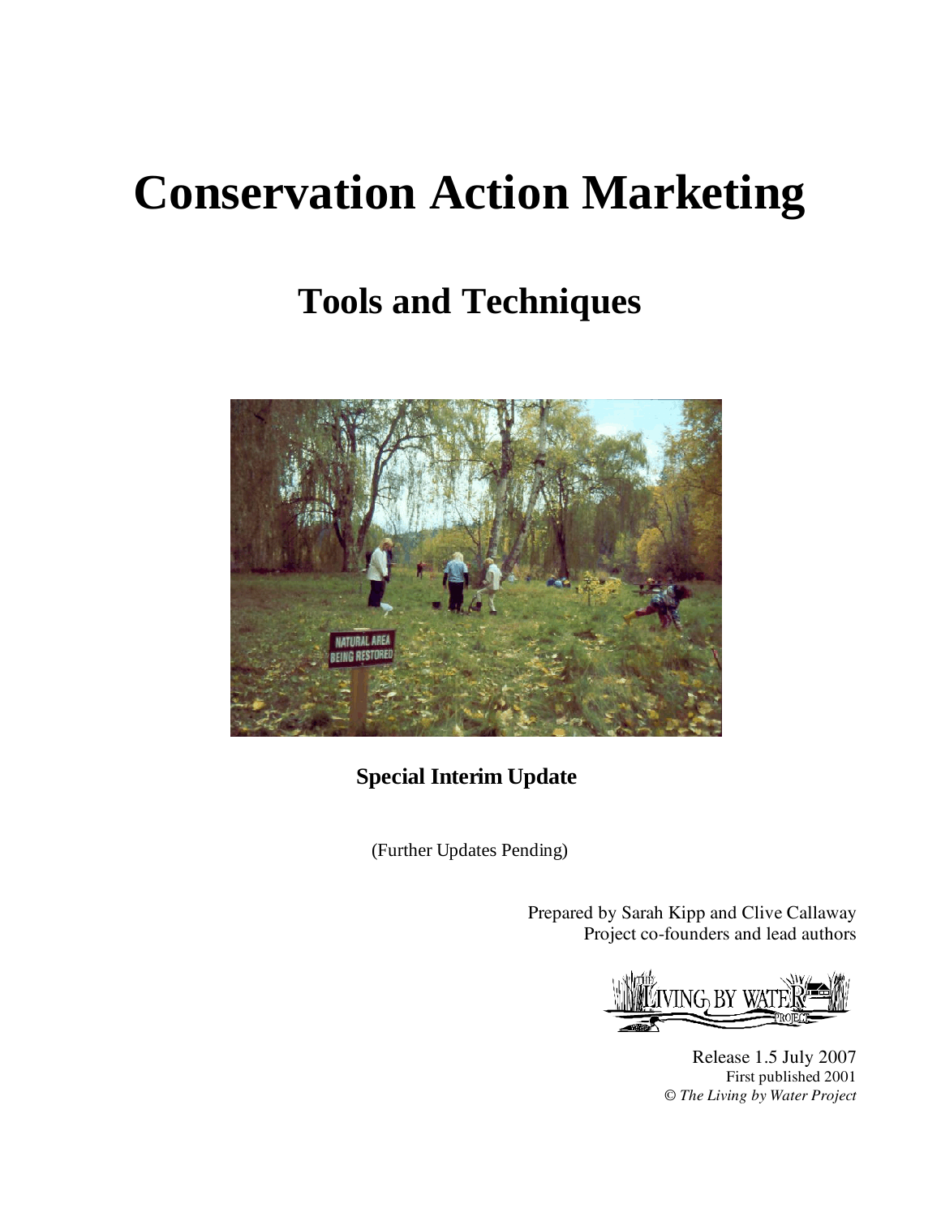# Conservation Action Marketing

## Tools and Techniques

**Special Interim Update**

(Further Updates Pending)

Prepared by Sarah Kipp and Clive Callaway
Project co-founders and lead authors

Release 1.5 July 2007
First published 2001
© *The Living by Water Project*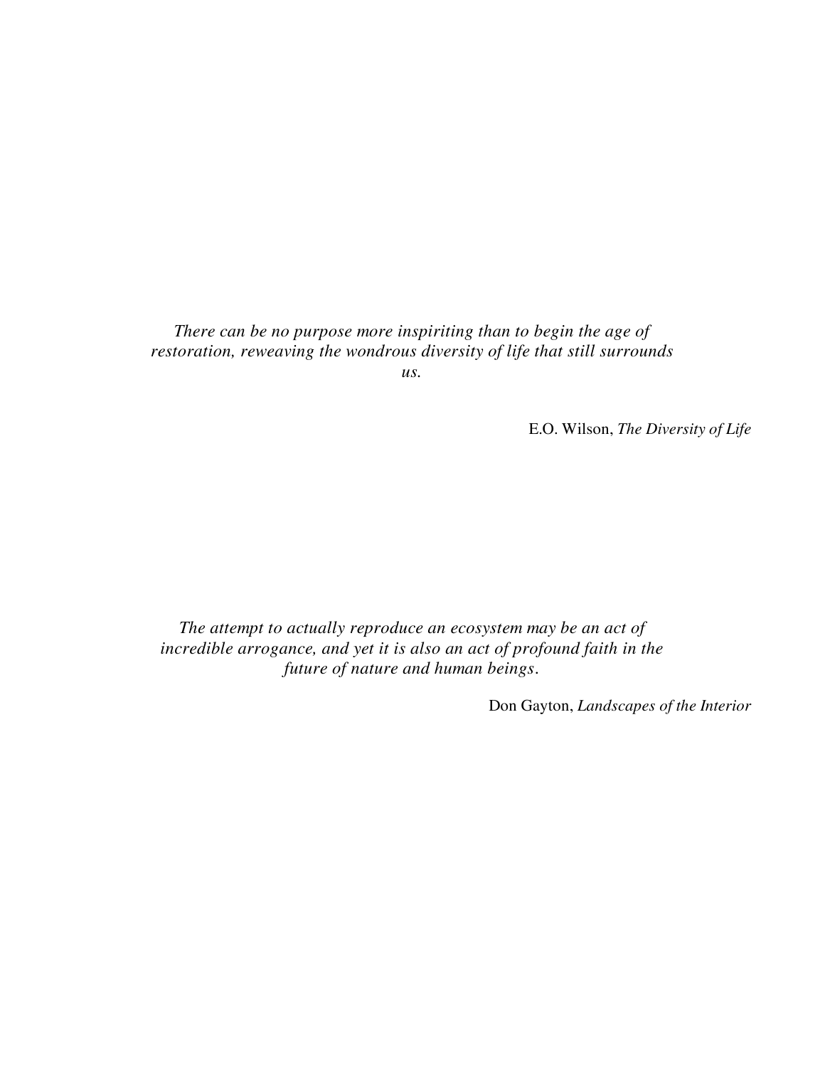*There can be no purpose more inspiriting than to begin the age of restoration, reweaving the wondrous diversity of life that still surrounds us.*

E.O. Wilson, *The Diversity of Life*

*The attempt to actually reproduce an ecosystem may be an act of incredible arrogance, and yet it is also an act of profound faith in the future of nature and human beings.*

Don Gayton, *Landscapes of the Interior*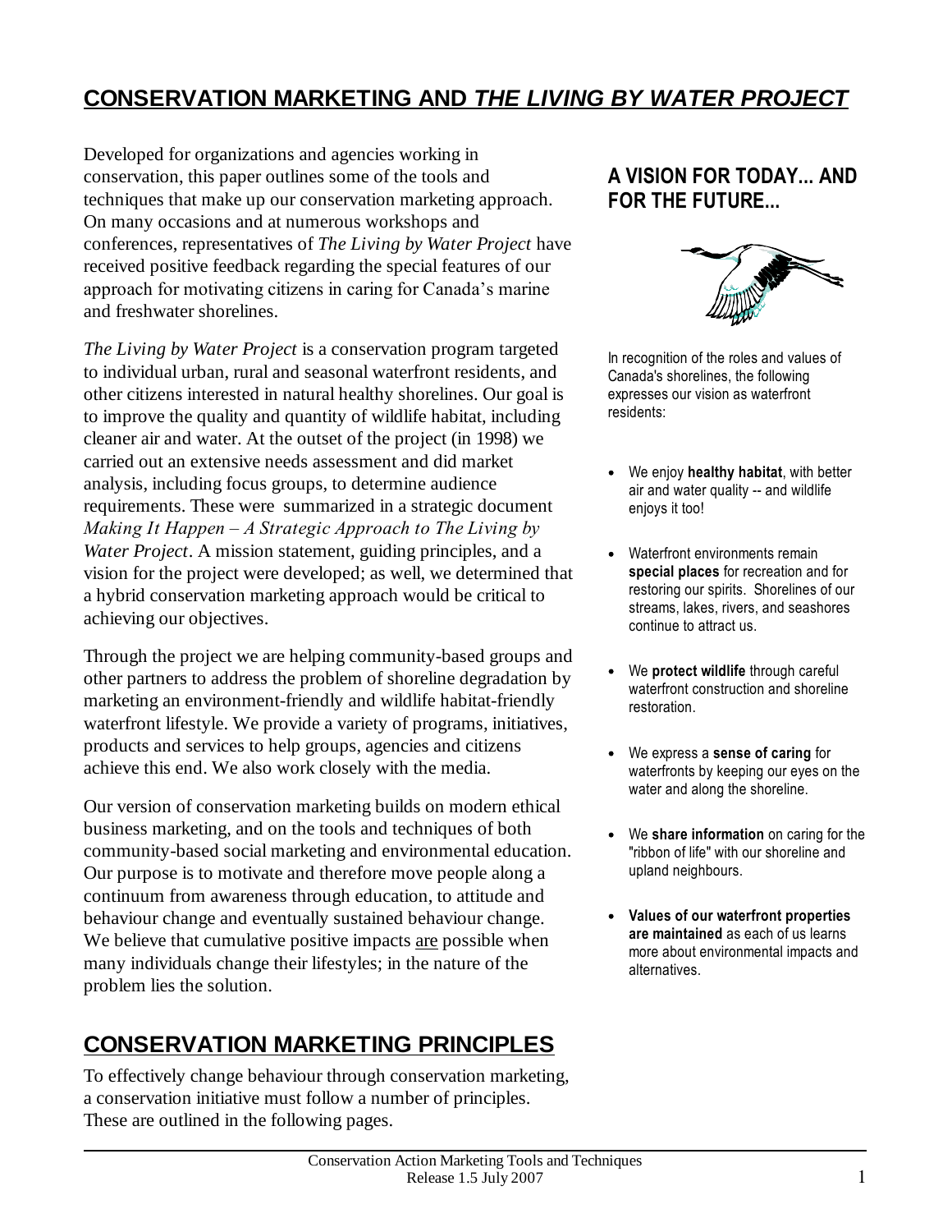## CONSERVATION MARKETING AND *THE LIVING BY WATER PROJECT*

Developed for organizations and agencies working in conservation, this paper outlines some of the tools and techniques that make up our conservation marketing approach. On many occasions and at numerous workshops and conferences, representatives of *The Living by Water Project* have received positive feedback regarding the special features of our approach for motivating citizens in caring for Canada's marine and freshwater shorelines.

*The Living by Water Project* is a conservation program targeted to individual urban, rural and seasonal waterfront residents, and other citizens interested in natural healthy shorelines. Our goal is to improve the quality and quantity of wildlife habitat, including cleaner air and water. At the outset of the project (in 1998) we carried out an extensive needs assessment and did market analysis, including focus groups, to determine audience requirements. These were summarized in a strategic document *Making It Happen – A Strategic Approach to The Living by Water Project*. A mission statement, guiding principles, and a vision for the project were developed; as well, we determined that a hybrid conservation marketing approach would be critical to achieving our objectives.

Through the project we are helping community-based groups and other partners to address the problem of shoreline degradation by marketing an environment-friendly and wildlife habitat-friendly waterfront lifestyle. We provide a variety of programs, initiatives, products and services to help groups, agencies and citizens achieve this end. We also work closely with the media.

Our version of conservation marketing builds on modern ethical business marketing, and on the tools and techniques of both community-based social marketing and environmental education. Our purpose is to motivate and therefore move people along a continuum from awareness through education, to attitude and behaviour change and eventually sustained behaviour change. We believe that cumulative positive impacts <u>are</u> possible when many individuals change their lifestyles; in the nature of the problem lies the solution.

### A VISION FOR TODAY... AND FOR THE FUTURE...

In recognition of the roles and values of Canada's shorelines, the following expresses our vision as waterfront residents:

- We enjoy **healthy habitat**, with better air and water quality -- and wildlife enjoys it too!
- Waterfront environments remain **special places** for recreation and for restoring our spirits. Shorelines of our streams, lakes, rivers, and seashores continue to attract us.
- We **protect wildlife** through careful waterfront construction and shoreline restoration.
- We express a **sense of caring** for waterfronts by keeping our eyes on the water and along the shoreline.
- We **share information** on caring for the "ribbon of life" with our shoreline and upland neighbours.
- **Values of our waterfront properties are maintained** as each of us learns more about environmental impacts and alternatives.

## CONSERVATION MARKETING PRINCIPLES

To effectively change behaviour through conservation marketing, a conservation initiative must follow a number of principles. These are outlined in the following pages.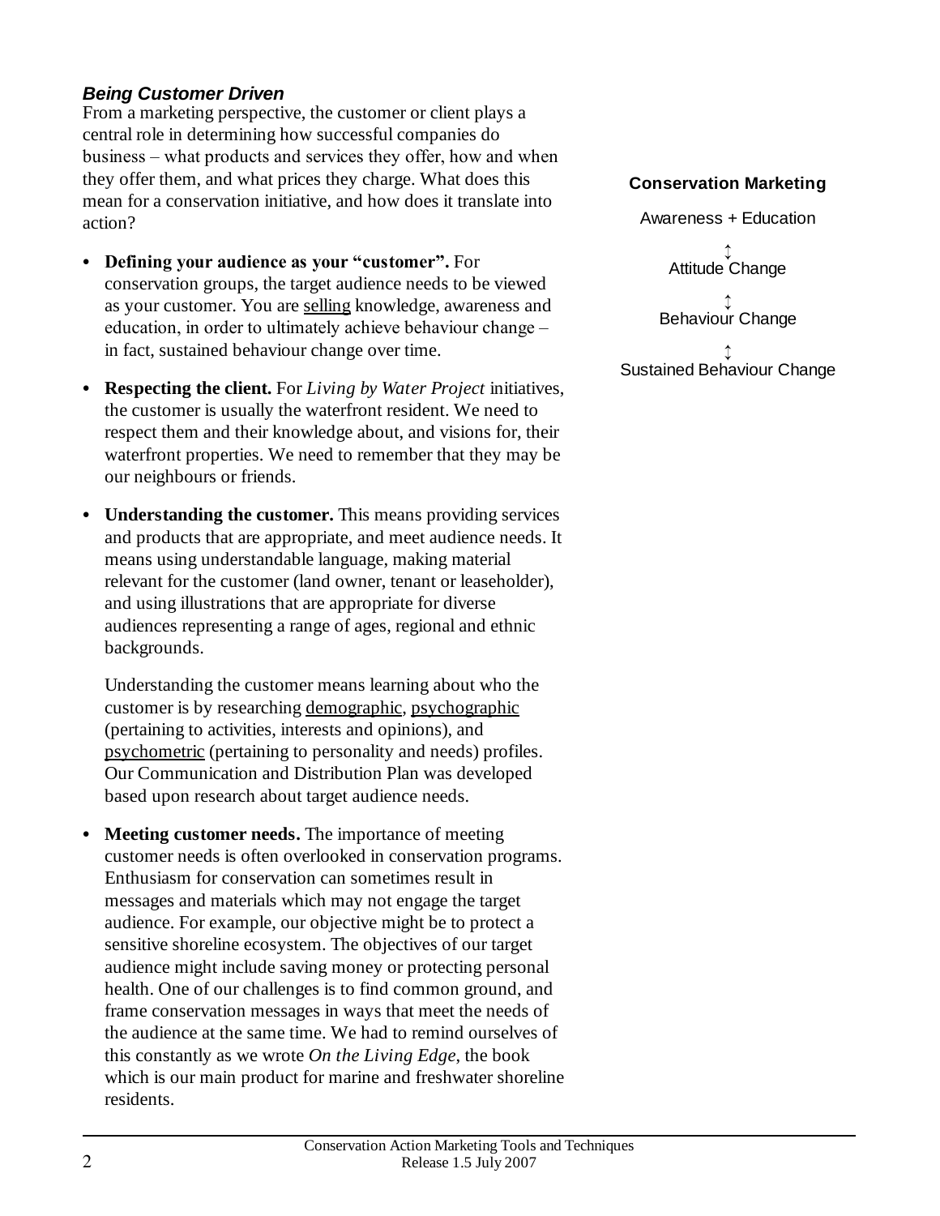### *Being Customer Driven*

From a marketing perspective, the customer or client plays a central role in determining how successful companies do business – what products and services they offer, how and when they offer them, and what prices they charge. What does this mean for a conservation initiative, and how does it translate into action?

**Conservation Marketing**

Awareness + Education

↕

Attitude Change

↕

Behaviour Change

↕

Sustained Behaviour Change

- **Defining your audience as your "customer".** For conservation groups, the target audience needs to be viewed as your customer. You are <u>selling</u> knowledge, awareness and education, in order to ultimately achieve behaviour change – in fact, sustained behaviour change over time.

- **Respecting the client.** For *Living by Water Project* initiatives, the customer is usually the waterfront resident. We need to respect them and their knowledge about, and visions for, their waterfront properties. We need to remember that they may be our neighbours or friends.

- **Understanding the customer.** This means providing services and products that are appropriate, and meet audience needs. It means using understandable language, making material relevant for the customer (land owner, tenant or leaseholder), and using illustrations that are appropriate for diverse audiences representing a range of ages, regional and ethnic backgrounds.

  Understanding the customer means learning about who the customer is by researching <u>demographic</u>, <u>psychographic</u> (pertaining to activities, interests and opinions), and <u>psychometric</u> (pertaining to personality and needs) profiles. Our Communication and Distribution Plan was developed based upon research about target audience needs.

- **Meeting customer needs.** The importance of meeting customer needs is often overlooked in conservation programs. Enthusiasm for conservation can sometimes result in messages and materials which may not engage the target audience. For example, our objective might be to protect a sensitive shoreline ecosystem. The objectives of our target audience might include saving money or protecting personal health. One of our challenges is to find common ground, and frame conservation messages in ways that meet the needs of the audience at the same time. We had to remind ourselves of this constantly as we wrote *On the Living Edge*, the book which is our main product for marine and freshwater shoreline residents.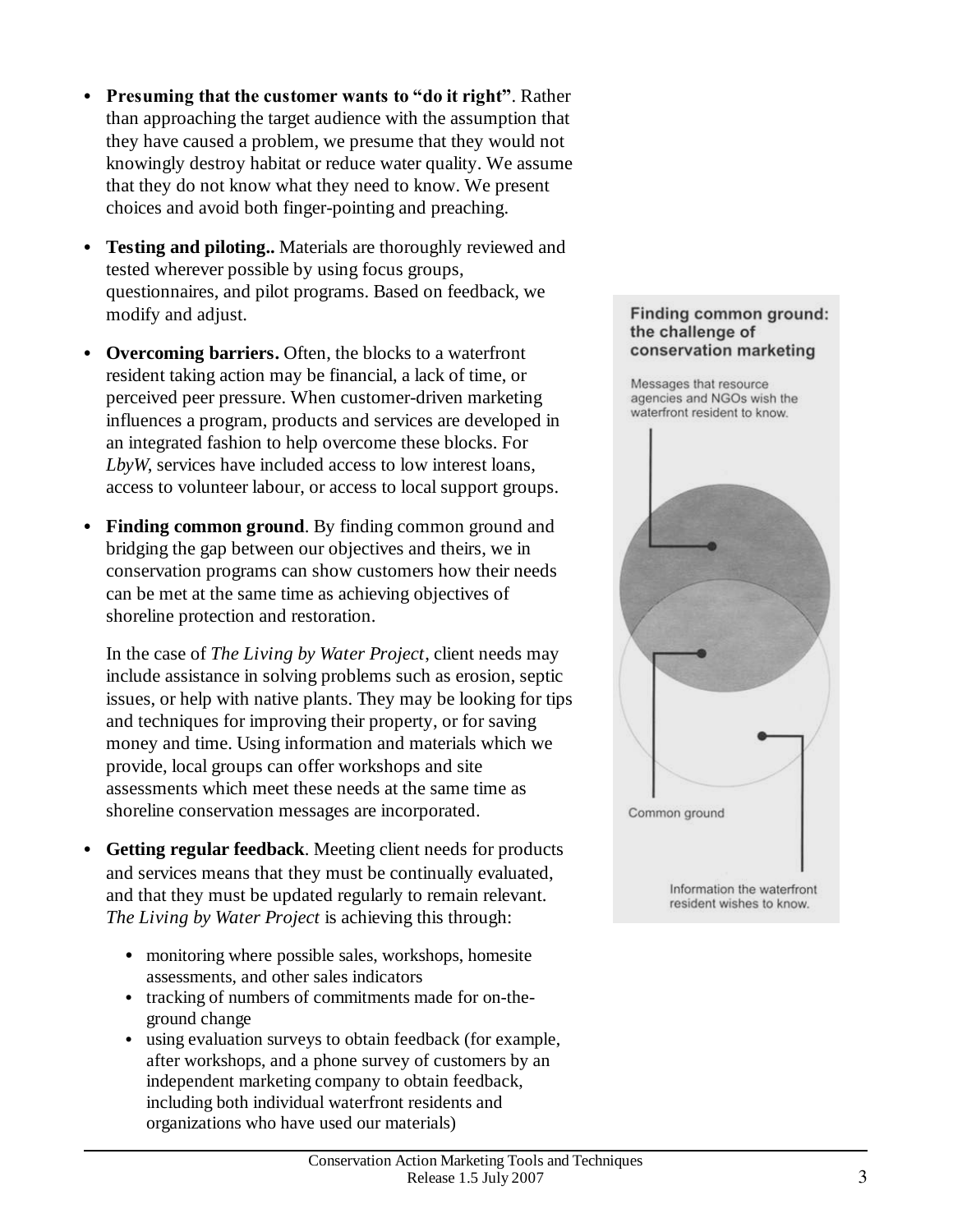- **Presuming that the customer wants to "do it right"**. Rather than approaching the target audience with the assumption that they have caused a problem, we presume that they would not knowingly destroy habitat or reduce water quality. We assume that they do not know what they need to know. We present choices and avoid both finger-pointing and preaching.

- **Testing and piloting..** Materials are thoroughly reviewed and tested wherever possible by using focus groups, questionnaires, and pilot programs. Based on feedback, we modify and adjust.

- **Overcoming barriers.** Often, the blocks to a waterfront resident taking action may be financial, a lack of time, or perceived peer pressure. When customer-driven marketing influences a program, products and services are developed in an integrated fashion to help overcome these blocks. For *LbyW*, services have included access to low interest loans, access to volunteer labour, or access to local support groups.

- **Finding common ground**. By finding common ground and bridging the gap between our objectives and theirs, we in conservation programs can show customers how their needs can be met at the same time as achieving objectives of shoreline protection and restoration.

  In the case of *The Living by Water Project*, client needs may include assistance in solving problems such as erosion, septic issues, or help with native plants. They may be looking for tips and techniques for improving their property, or for saving money and time. Using information and materials which we provide, local groups can offer workshops and site assessments which meet these needs at the same time as shoreline conservation messages are incorporated.

- **Getting regular feedback**. Meeting client needs for products and services means that they must be continually evaluated, and that they must be updated regularly to remain relevant. *The Living by Water Project* is achieving this through:
  - monitoring where possible sales, workshops, homesite assessments, and other sales indicators
  - tracking of numbers of commitments made for on-the-ground change
  - using evaluation surveys to obtain feedback (for example, after workshops, and a phone survey of customers by an independent marketing company to obtain feedback, including both individual waterfront residents and organizations who have used our materials)

**Finding common ground: the challenge of conservation marketing**

Messages that resource agencies and NGOs wish the waterfront resident to know.

Common ground

Information the waterfront resident wishes to know.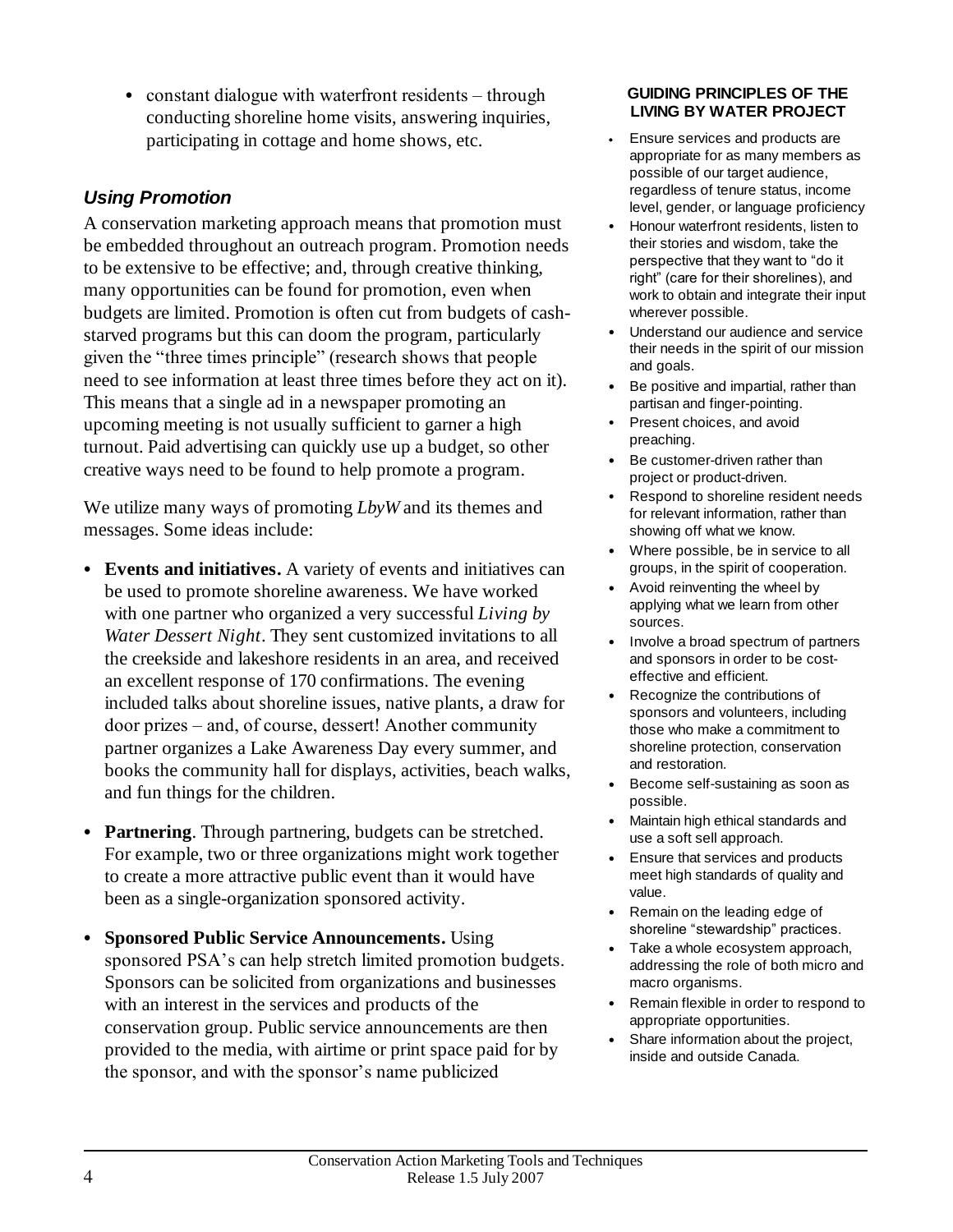- constant dialogue with waterfront residents – through conducting shoreline home visits, answering inquiries, participating in cottage and home shows, etc.

### *Using Promotion*

A conservation marketing approach means that promotion must be embedded throughout an outreach program. Promotion needs to be extensive to be effective; and, through creative thinking, many opportunities can be found for promotion, even when budgets are limited. Promotion is often cut from budgets of cash-starved programs but this can doom the program, particularly given the "three times principle" (research shows that people need to see information at least three times before they act on it). This means that a single ad in a newspaper promoting an upcoming meeting is not usually sufficient to garner a high turnout. Paid advertising can quickly use up a budget, so other creative ways need to be found to help promote a program.

We utilize many ways of promoting *LbyW* and its themes and messages. Some ideas include:

- **Events and initiatives.** A variety of events and initiatives can be used to promote shoreline awareness. We have worked with one partner who organized a very successful *Living by Water Dessert Night*. They sent customized invitations to all the creekside and lakeshore residents in an area, and received an excellent response of 170 confirmations. The evening included talks about shoreline issues, native plants, a draw for door prizes – and, of course, dessert! Another community partner organizes a Lake Awareness Day every summer, and books the community hall for displays, activities, beach walks, and fun things for the children.
- **Partnering**. Through partnering, budgets can be stretched. For example, two or three organizations might work together to create a more attractive public event than it would have been as a single-organization sponsored activity.
- **Sponsored Public Service Announcements.** Using sponsored PSA's can help stretch limited promotion budgets. Sponsors can be solicited from organizations and businesses with an interest in the services and products of the conservation group. Public service announcements are then provided to the media, with airtime or print space paid for by the sponsor, and with the sponsor's name publicized

**GUIDING PRINCIPLES OF THE LIVING BY WATER PROJECT**

- Ensure services and products are appropriate for as many members as possible of our target audience, regardless of tenure status, income level, gender, or language proficiency
- Honour waterfront residents, listen to their stories and wisdom, take the perspective that they want to "do it right" (care for their shorelines), and work to obtain and integrate their input wherever possible.
- Understand our audience and service their needs in the spirit of our mission and goals.
- Be positive and impartial, rather than partisan and finger-pointing.
- Present choices, and avoid preaching.
- Be customer-driven rather than project or product-driven.
- Respond to shoreline resident needs for relevant information, rather than showing off what we know.
- Where possible, be in service to all groups, in the spirit of cooperation.
- Avoid reinventing the wheel by applying what we learn from other sources.
- Involve a broad spectrum of partners and sponsors in order to be cost-effective and efficient.
- Recognize the contributions of sponsors and volunteers, including those who make a commitment to shoreline protection, conservation and restoration.
- Become self-sustaining as soon as possible.
- Maintain high ethical standards and use a soft sell approach.
- Ensure that services and products meet high standards of quality and value.
- Remain on the leading edge of shoreline "stewardship" practices.
- Take a whole ecosystem approach, addressing the role of both micro and macro organisms.
- Remain flexible in order to respond to appropriate opportunities.
- Share information about the project, inside and outside Canada.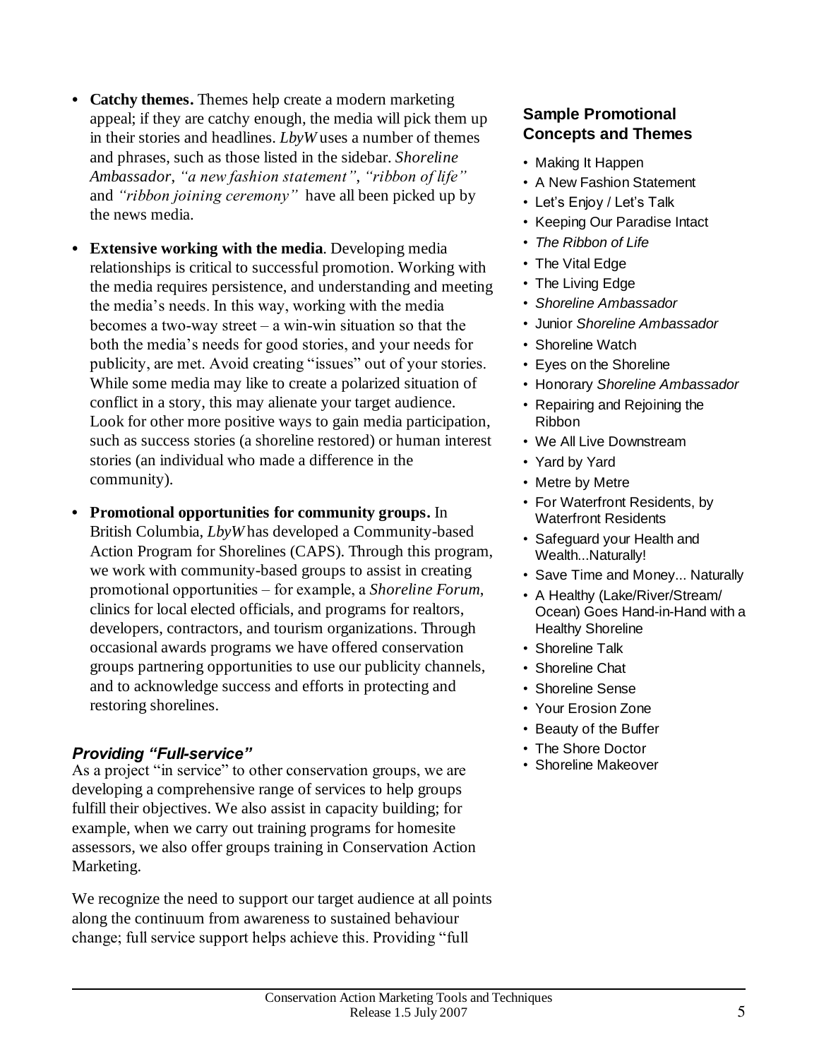- **Catchy themes.** Themes help create a modern marketing appeal; if they are catchy enough, the media will pick them up in their stories and headlines. *LbyW* uses a number of themes and phrases, such as those listed in the sidebar. *Shoreline Ambassador*, *"a new fashion statement"*, *"ribbon of life"* and *"ribbon joining ceremony"* have all been picked up by the news media.

- **Extensive working with the media**. Developing media relationships is critical to successful promotion. Working with the media requires persistence, and understanding and meeting the media's needs. In this way, working with the media becomes a two-way street – a win-win situation so that the both the media's needs for good stories, and your needs for publicity, are met. Avoid creating "issues" out of your stories. While some media may like to create a polarized situation of conflict in a story, this may alienate your target audience. Look for other more positive ways to gain media participation, such as success stories (a shoreline restored) or human interest stories (an individual who made a difference in the community).

- **Promotional opportunities for community groups.** In British Columbia, *LbyW* has developed a Community-based Action Program for Shorelines (CAPS). Through this program, we work with community-based groups to assist in creating promotional opportunities – for example, a *Shoreline Forum*, clinics for local elected officials, and programs for realtors, developers, contractors, and tourism organizations. Through occasional awards programs we have offered conservation groups partnering opportunities to use our publicity channels, and to acknowledge success and efforts in protecting and restoring shorelines.

### *Providing "Full-service"*

As a project "in service" to other conservation groups, we are developing a comprehensive range of services to help groups fulfill their objectives. We also assist in capacity building; for example, when we carry out training programs for homesite assessors, we also offer groups training in Conservation Action Marketing.

We recognize the need to support our target audience at all points along the continuum from awareness to sustained behaviour change; full service support helps achieve this. Providing "full

### Sample Promotional Concepts and Themes

- Making It Happen
- A New Fashion Statement
- Let's Enjoy / Let's Talk
- Keeping Our Paradise Intact
- *The Ribbon of Life*
- The Vital Edge
- The Living Edge
- *Shoreline Ambassador*
- Junior *Shoreline Ambassador*
- Shoreline Watch
- Eyes on the Shoreline
- Honorary *Shoreline Ambassador*
- Repairing and Rejoining the Ribbon
- We All Live Downstream
- Yard by Yard
- Metre by Metre
- For Waterfront Residents, by Waterfront Residents
- Safeguard your Health and Wealth...Naturally!
- Save Time and Money... Naturally
- A Healthy (Lake/River/Stream/ Ocean) Goes Hand-in-Hand with a Healthy Shoreline
- Shoreline Talk
- Shoreline Chat
- Shoreline Sense
- Your Erosion Zone
- Beauty of the Buffer
- The Shore Doctor
- Shoreline Makeover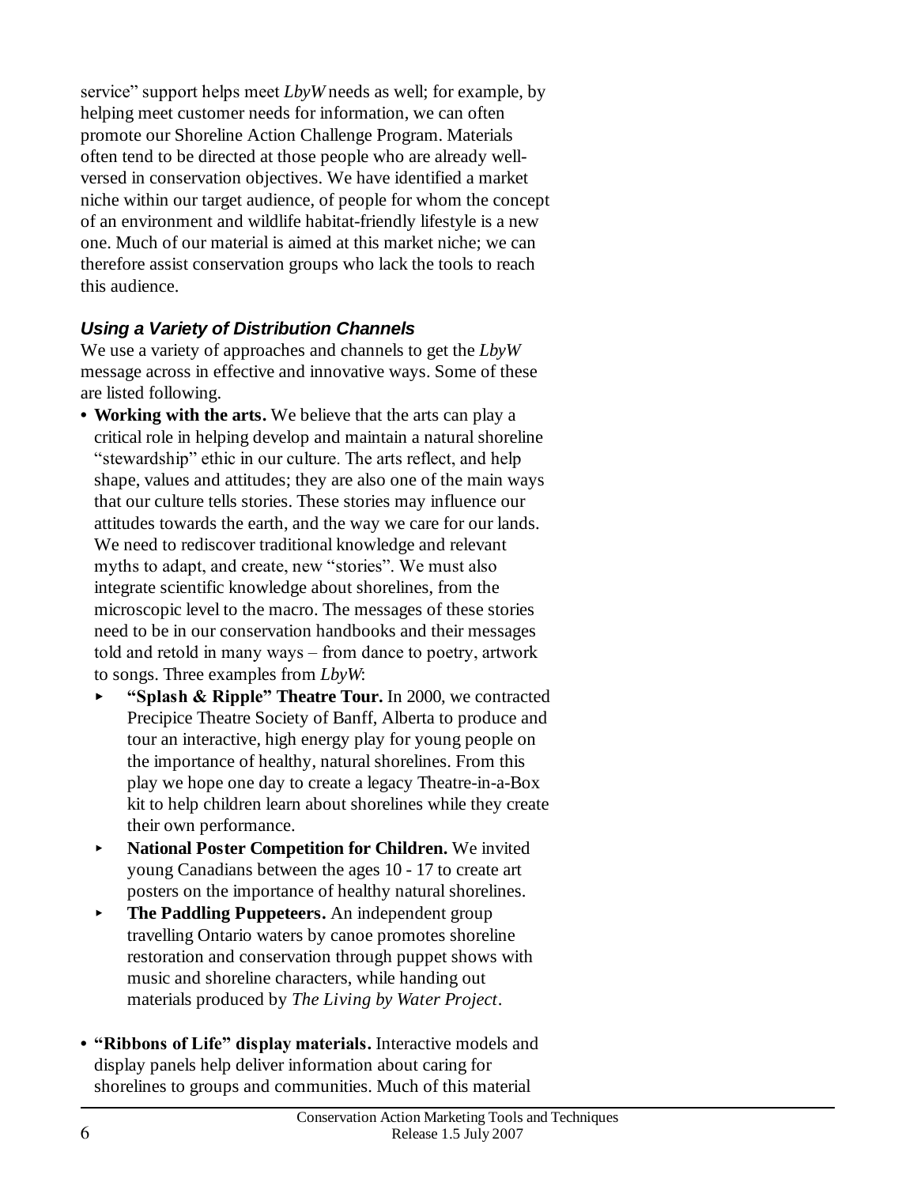service" support helps meet *LbyW* needs as well; for example, by helping meet customer needs for information, we can often promote our Shoreline Action Challenge Program. Materials often tend to be directed at those people who are already well-versed in conservation objectives. We have identified a market niche within our target audience, of people for whom the concept of an environment and wildlife habitat-friendly lifestyle is a new one. Much of our material is aimed at this market niche; we can therefore assist conservation groups who lack the tools to reach this audience.

### *Using a Variety of Distribution Channels*

We use a variety of approaches and channels to get the *LbyW* message across in effective and innovative ways. Some of these are listed following.

- **Working with the arts.** We believe that the arts can play a critical role in helping develop and maintain a natural shoreline "stewardship" ethic in our culture. The arts reflect, and help shape, values and attitudes; they are also one of the main ways that our culture tells stories. These stories may influence our attitudes towards the earth, and the way we care for our lands. We need to rediscover traditional knowledge and relevant myths to adapt, and create, new "stories". We must also integrate scientific knowledge about shorelines, from the microscopic level to the macro. The messages of these stories need to be in our conservation handbooks and their messages told and retold in many ways – from dance to poetry, artwork to songs. Three examples from *LbyW*:
  - **"Splash & Ripple" Theatre Tour.** In 2000, we contracted Precipice Theatre Society of Banff, Alberta to produce and tour an interactive, high energy play for young people on the importance of healthy, natural shorelines. From this play we hope one day to create a legacy Theatre-in-a-Box kit to help children learn about shorelines while they create their own performance.
  - **National Poster Competition for Children.** We invited young Canadians between the ages 10 - 17 to create art posters on the importance of healthy natural shorelines.
  - **The Paddling Puppeteers.** An independent group travelling Ontario waters by canoe promotes shoreline restoration and conservation through puppet shows with music and shoreline characters, while handing out materials produced by *The Living by Water Project*.

- **"Ribbons of Life" display materials.** Interactive models and display panels help deliver information about caring for shorelines to groups and communities. Much of this material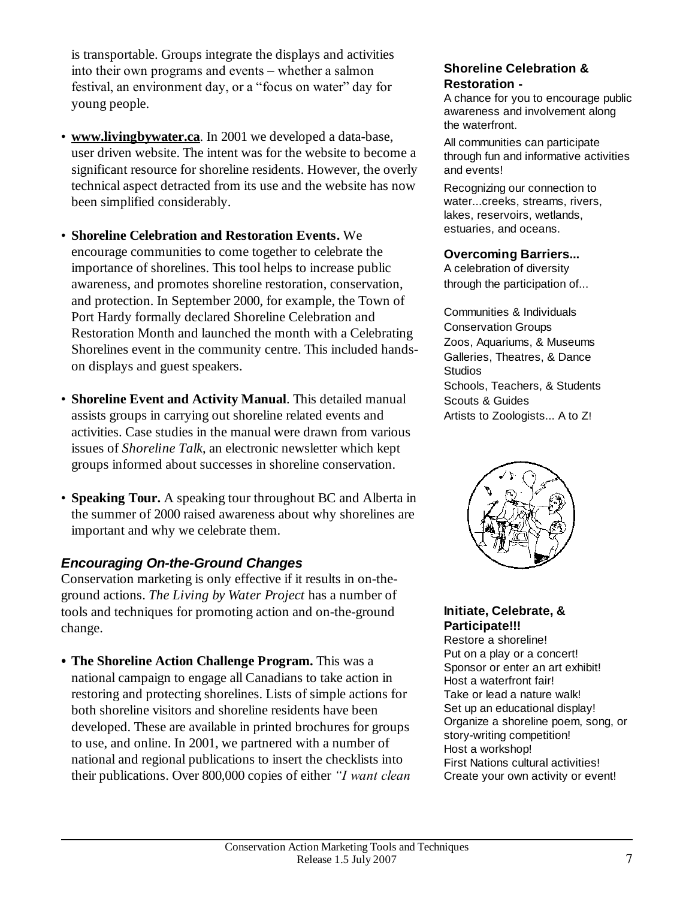is transportable. Groups integrate the displays and activities into their own programs and events – whether a salmon festival, an environment day, or a "focus on water" day for young people.

- **www.livingbywater.ca**. In 2001 we developed a data-base, user driven website. The intent was for the website to become a significant resource for shoreline residents. However, the overly technical aspect detracted from its use and the website has now been simplified considerably.

- **Shoreline Celebration and Restoration Events.** We encourage communities to come together to celebrate the importance of shorelines. This tool helps to increase public awareness, and promotes shoreline restoration, conservation, and protection. In September 2000, for example, the Town of Port Hardy formally declared Shoreline Celebration and Restoration Month and launched the month with a Celebrating Shorelines event in the community centre. This included hands-on displays and guest speakers.

- **Shoreline Event and Activity Manual**. This detailed manual assists groups in carrying out shoreline related events and activities. Case studies in the manual were drawn from various issues of *Shoreline Talk*, an electronic newsletter which kept groups informed about successes in shoreline conservation.

- **Speaking Tour.** A speaking tour throughout BC and Alberta in the summer of 2000 raised awareness about why shorelines are important and why we celebrate them.

### *Encouraging On-the-Ground Changes*

Conservation marketing is only effective if it results in on-the-ground actions. *The Living by Water Project* has a number of tools and techniques for promoting action and on-the-ground change.

- **The Shoreline Action Challenge Program.** This was a national campaign to engage all Canadians to take action in restoring and protecting shorelines. Lists of simple actions for both shoreline visitors and shoreline residents have been developed. These are available in printed brochures for groups to use, and online. In 2001, we partnered with a number of national and regional publications to insert the checklists into their publications. Over 800,000 copies of either *"I want clean*

**Shoreline Celebration & Restoration -**
A chance for you to encourage public awareness and involvement along the waterfront.

All communities can participate through fun and informative activities and events!

Recognizing our connection to water...creeks, streams, rivers, lakes, reservoirs, wetlands, estuaries, and oceans.

**Overcoming Barriers...**
A celebration of diversity through the participation of...

Communities & Individuals
Conservation Groups
Zoos, Aquariums, & Museums
Galleries, Theatres, & Dance Studios
Schools, Teachers, & Students
Scouts & Guides
Artists to Zoologists... A to Z!

**Initiate, Celebrate, & Participate!!!**
Restore a shoreline!
Put on a play or a concert!
Sponsor or enter an art exhibit!
Host a waterfront fair!
Take or lead a nature walk!
Set up an educational display!
Organize a shoreline poem, song, or story-writing competition!
Host a workshop!
First Nations cultural activities!
Create your own activity or event!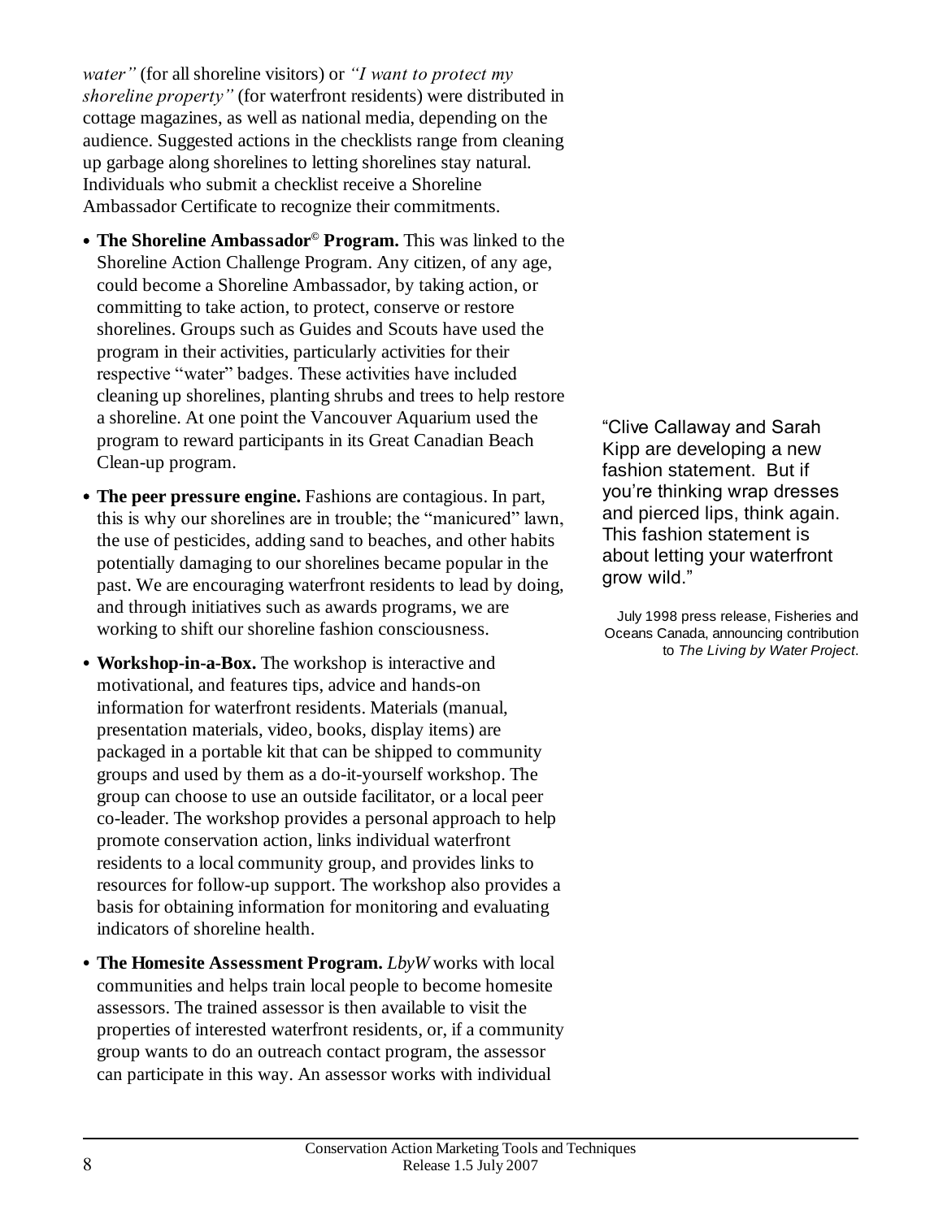*water"* (for all shoreline visitors) or *"I want to protect my shoreline property"* (for waterfront residents) were distributed in cottage magazines, as well as national media, depending on the audience. Suggested actions in the checklists range from cleaning up garbage along shorelines to letting shorelines stay natural. Individuals who submit a checklist receive a Shoreline Ambassador Certificate to recognize their commitments.

- **The Shoreline Ambassador© Program.** This was linked to the Shoreline Action Challenge Program. Any citizen, of any age, could become a Shoreline Ambassador, by taking action, or committing to take action, to protect, conserve or restore shorelines. Groups such as Guides and Scouts have used the program in their activities, particularly activities for their respective "water" badges. These activities have included cleaning up shorelines, planting shrubs and trees to help restore a shoreline. At one point the Vancouver Aquarium used the program to reward participants in its Great Canadian Beach Clean-up program.

- **The peer pressure engine.** Fashions are contagious. In part, this is why our shorelines are in trouble; the "manicured" lawn, the use of pesticides, adding sand to beaches, and other habits potentially damaging to our shorelines became popular in the past. We are encouraging waterfront residents to lead by doing, and through initiatives such as awards programs, we are working to shift our shoreline fashion consciousness.

- **Workshop-in-a-Box.** The workshop is interactive and motivational, and features tips, advice and hands-on information for waterfront residents. Materials (manual, presentation materials, video, books, display items) are packaged in a portable kit that can be shipped to community groups and used by them as a do-it-yourself workshop. The group can choose to use an outside facilitator, or a local peer co-leader. The workshop provides a personal approach to help promote conservation action, links individual waterfront residents to a local community group, and provides links to resources for follow-up support. The workshop also provides a basis for obtaining information for monitoring and evaluating indicators of shoreline health.

- **The Homesite Assessment Program.** *LbyW* works with local communities and helps train local people to become homesite assessors. The trained assessor is then available to visit the properties of interested waterfront residents, or, if a community group wants to do an outreach contact program, the assessor can participate in this way. An assessor works with individual

> "Clive Callaway and Sarah Kipp are developing a new fashion statement. But if you're thinking wrap dresses and pierced lips, think again. This fashion statement is about letting your waterfront grow wild."
>
> July 1998 press release, Fisheries and Oceans Canada, announcing contribution to *The Living by Water Project*.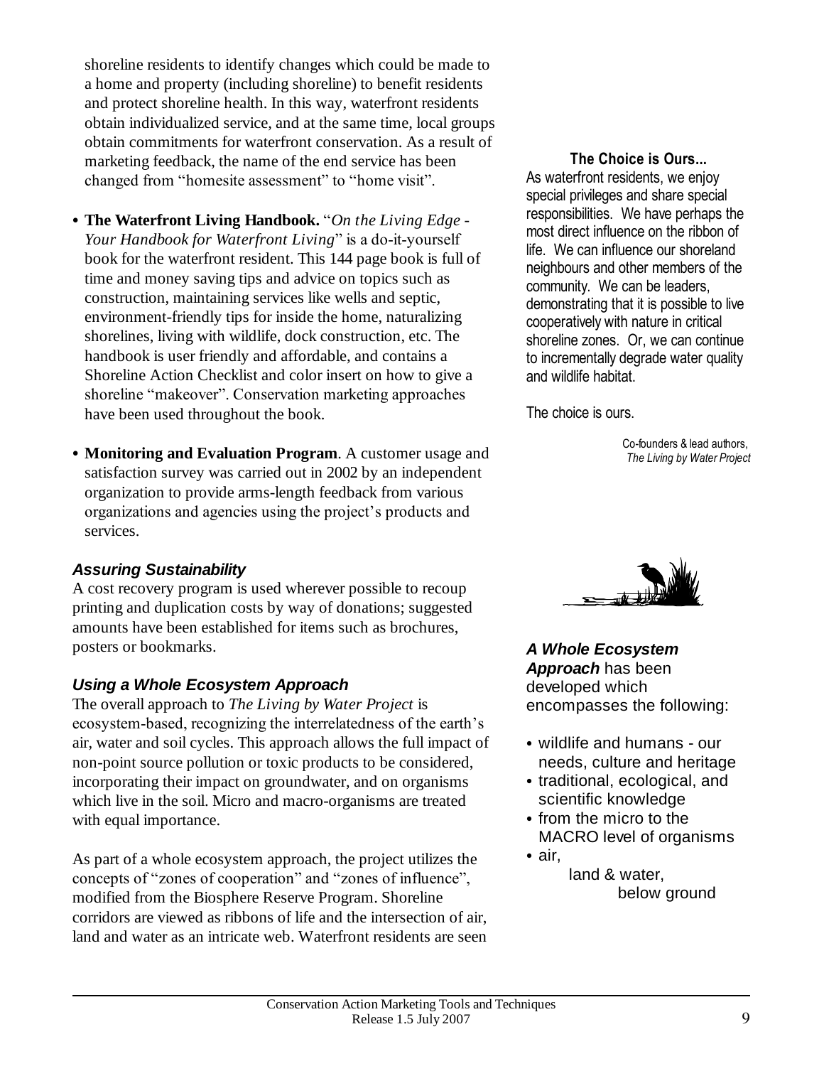shoreline residents to identify changes which could be made to a home and property (including shoreline) to benefit residents and protect shoreline health. In this way, waterfront residents obtain individualized service, and at the same time, local groups obtain commitments for waterfront conservation. As a result of marketing feedback, the name of the end service has been changed from "homesite assessment" to "home visit".

- **The Waterfront Living Handbook.** "*On the Living Edge - Your Handbook for Waterfront Living*" is a do-it-yourself book for the waterfront resident. This 144 page book is full of time and money saving tips and advice on topics such as construction, maintaining services like wells and septic, environment-friendly tips for inside the home, naturalizing shorelines, living with wildlife, dock construction, etc. The handbook is user friendly and affordable, and contains a Shoreline Action Checklist and color insert on how to give a shoreline "makeover". Conservation marketing approaches have been used throughout the book.

- **Monitoring and Evaluation Program**. A customer usage and satisfaction survey was carried out in 2002 by an independent organization to provide arms-length feedback from various organizations and agencies using the project's products and services.

### *Assuring Sustainability*

A cost recovery program is used wherever possible to recoup printing and duplication costs by way of donations; suggested amounts have been established for items such as brochures, posters or bookmarks.

### *Using a Whole Ecosystem Approach*

The overall approach to *The Living by Water Project* is ecosystem-based, recognizing the interrelatedness of the earth's air, water and soil cycles. This approach allows the full impact of non-point source pollution or toxic products to be considered, incorporating their impact on groundwater, and on organisms which live in the soil. Micro and macro-organisms are treated with equal importance.

As part of a whole ecosystem approach, the project utilizes the concepts of "zones of cooperation" and "zones of influence", modified from the Biosphere Reserve Program. Shoreline corridors are viewed as ribbons of life and the intersection of air, land and water as an intricate web. Waterfront residents are seen

**The Choice is Ours...**

As waterfront residents, we enjoy special privileges and share special responsibilities. We have perhaps the most direct influence on the ribbon of life. We can influence our shoreland neighbours and other members of the community. We can be leaders, demonstrating that it is possible to live cooperatively with nature in critical shoreline zones. Or, we can continue to incrementally degrade water quality and wildlife habitat.

The choice is ours.

Co-founders & lead authors,
*The Living by Water Project*

***A Whole Ecosystem Approach*** has been developed which encompasses the following:

- wildlife and humans - our needs, culture and heritage
- traditional, ecological, and scientific knowledge
- from the micro to the MACRO level of organisms
- air,
  land & water,
  below ground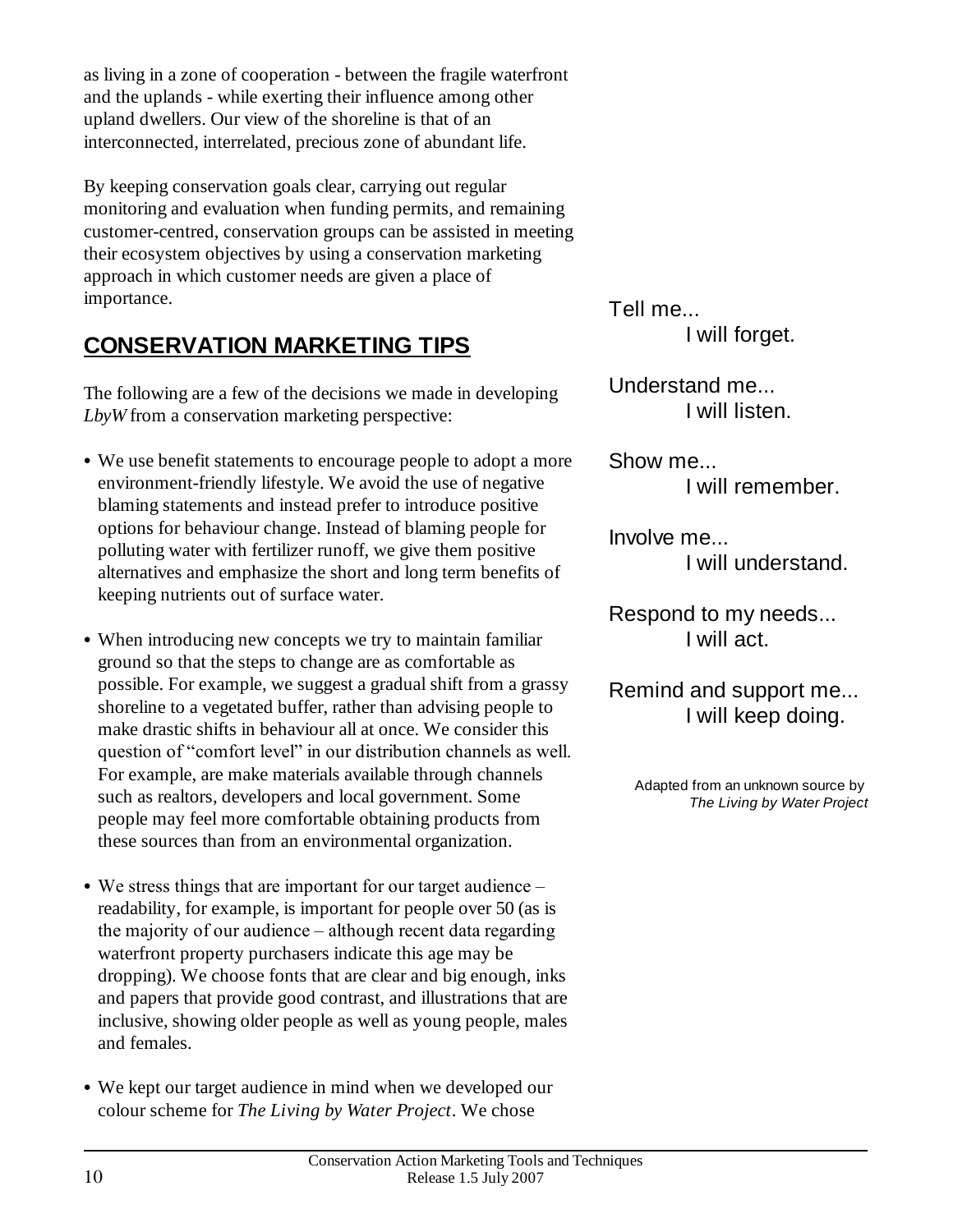as living in a zone of cooperation - between the fragile waterfront and the uplands - while exerting their influence among other upland dwellers. Our view of the shoreline is that of an interconnected, interrelated, precious zone of abundant life.

By keeping conservation goals clear, carrying out regular monitoring and evaluation when funding permits, and remaining customer-centred, conservation groups can be assisted in meeting their ecosystem objectives by using a conservation marketing approach in which customer needs are given a place of importance.

## CONSERVATION MARKETING TIPS

The following are a few of the decisions we made in developing *LbyW* from a conservation marketing perspective:

- We use benefit statements to encourage people to adopt a more environment-friendly lifestyle. We avoid the use of negative blaming statements and instead prefer to introduce positive options for behaviour change. Instead of blaming people for polluting water with fertilizer runoff, we give them positive alternatives and emphasize the short and long term benefits of keeping nutrients out of surface water.
- When introducing new concepts we try to maintain familiar ground so that the steps to change are as comfortable as possible. For example, we suggest a gradual shift from a grassy shoreline to a vegetated buffer, rather than advising people to make drastic shifts in behaviour all at once. We consider this question of "comfort level" in our distribution channels as well. For example, are make materials available through channels such as realtors, developers and local government. Some people may feel more comfortable obtaining products from these sources than from an environmental organization.
- We stress things that are important for our target audience – readability, for example, is important for people over 50 (as is the majority of our audience – although recent data regarding waterfront property purchasers indicate this age may be dropping). We choose fonts that are clear and big enough, inks and papers that provide good contrast, and illustrations that are inclusive, showing older people as well as young people, males and females.
- We kept our target audience in mind when we developed our colour scheme for *The Living by Water Project*. We chose

Tell me...
I will forget.

Understand me...
I will listen.

Show me...
I will remember.

Involve me...
I will understand.

Respond to my needs...
I will act.

Remind and support me...
I will keep doing.

Adapted from an unknown source by *The Living by Water Project*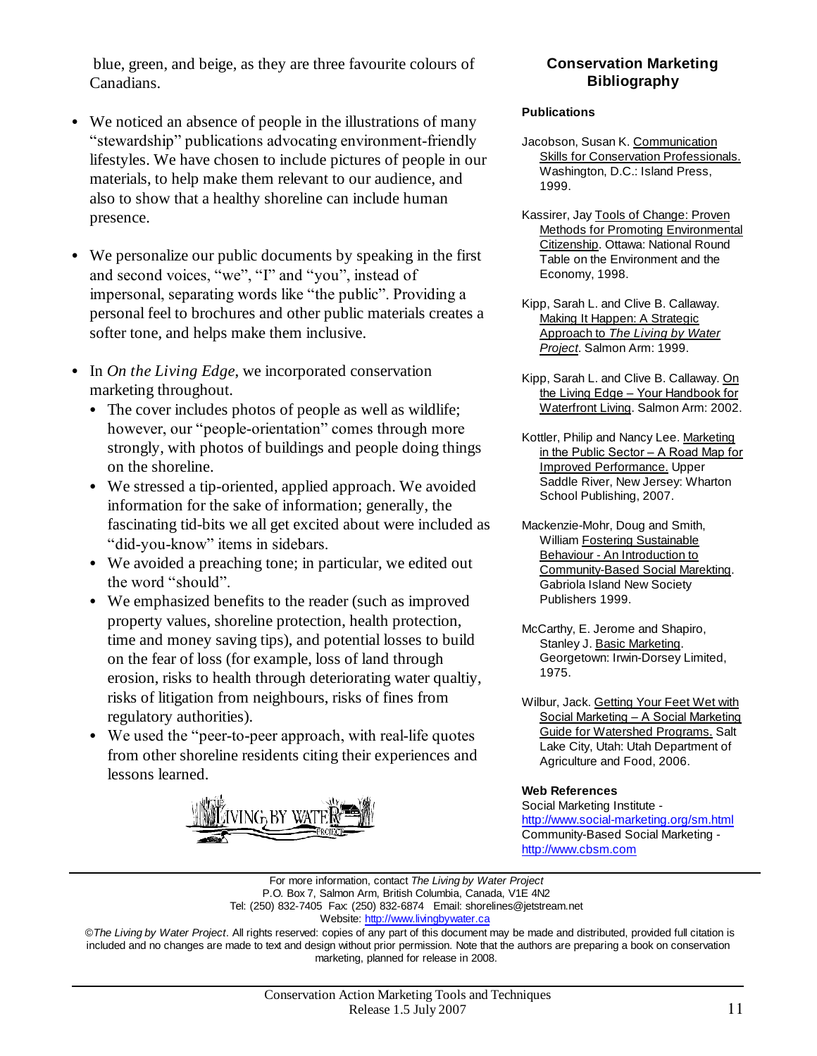blue, green, and beige, as they are three favourite colours of Canadians.

- We noticed an absence of people in the illustrations of many "stewardship" publications advocating environment-friendly lifestyles. We have chosen to include pictures of people in our materials, to help make them relevant to our audience, and also to show that a healthy shoreline can include human presence.
- We personalize our public documents by speaking in the first and second voices, "we", "I" and "you", instead of impersonal, separating words like "the public". Providing a personal feel to brochures and other public materials creates a softer tone, and helps make them inclusive.
- In *On the Living Edge*, we incorporated conservation marketing throughout.
  - The cover includes photos of people as well as wildlife; however, our "people-orientation" comes through more strongly, with photos of buildings and people doing things on the shoreline.
  - We stressed a tip-oriented, applied approach. We avoided information for the sake of information; generally, the fascinating tid-bits we all get excited about were included as "did-you-know" items in sidebars.
  - We avoided a preaching tone; in particular, we edited out the word "should".
  - We emphasized benefits to the reader (such as improved property values, shoreline protection, health protection, time and money saving tips), and potential losses to build on the fear of loss (for example, loss of land through erosion, risks to health through deteriorating water qualtiy, risks of litigation from neighbours, risks of fines from regulatory authorities).
  - We used the "peer-to-peer approach, with real-life quotes from other shoreline residents citing their experiences and lessons learned.

## Conservation Marketing Bibliography

### Publications

Jacobson, Susan K. Communication Skills for Conservation Professionals. Washington, D.C.: Island Press, 1999.

Kassirer, Jay Tools of Change: Proven Methods for Promoting Environmental Citizenship. Ottawa: National Round Table on the Environment and the Economy, 1998.

Kipp, Sarah L. and Clive B. Callaway. Making It Happen: A Strategic Approach to *The Living by Water Project*. Salmon Arm: 1999.

Kipp, Sarah L. and Clive B. Callaway. On the Living Edge – Your Handbook for Waterfront Living. Salmon Arm: 2002.

Kottler, Philip and Nancy Lee. Marketing in the Public Sector – A Road Map for Improved Performance. Upper Saddle River, New Jersey: Wharton School Publishing, 2007.

Mackenzie-Mohr, Doug and Smith, William Fostering Sustainable Behaviour - An Introduction to Community-Based Social Marekting. Gabriola Island New Society Publishers 1999.

McCarthy, E. Jerome and Shapiro, Stanley J. Basic Marketing. Georgetown: Irwin-Dorsey Limited, 1975.

Wilbur, Jack. Getting Your Feet Wet with Social Marketing – A Social Marketing Guide for Watershed Programs. Salt Lake City, Utah: Utah Department of Agriculture and Food, 2006.

### Web References

Social Marketing Institute - http://www.social-marketing.org/sm.html

Community-Based Social Marketing - http://www.cbsm.com

For more information, contact *The Living by Water Project*
P.O. Box 7, Salmon Arm, British Columbia, Canada, V1E 4N2
Tel: (250) 832-7405 Fax: (250) 832-6874 Email: shorelines@jetstream.net
Website: http://www.livingbywater.ca

©*The Living by Water Project*. All rights reserved: copies of any part of this document may be made and distributed, provided full citation is included and no changes are made to text and design without prior permission. Note that the authors are preparing a book on conservation marketing, planned for release in 2008.